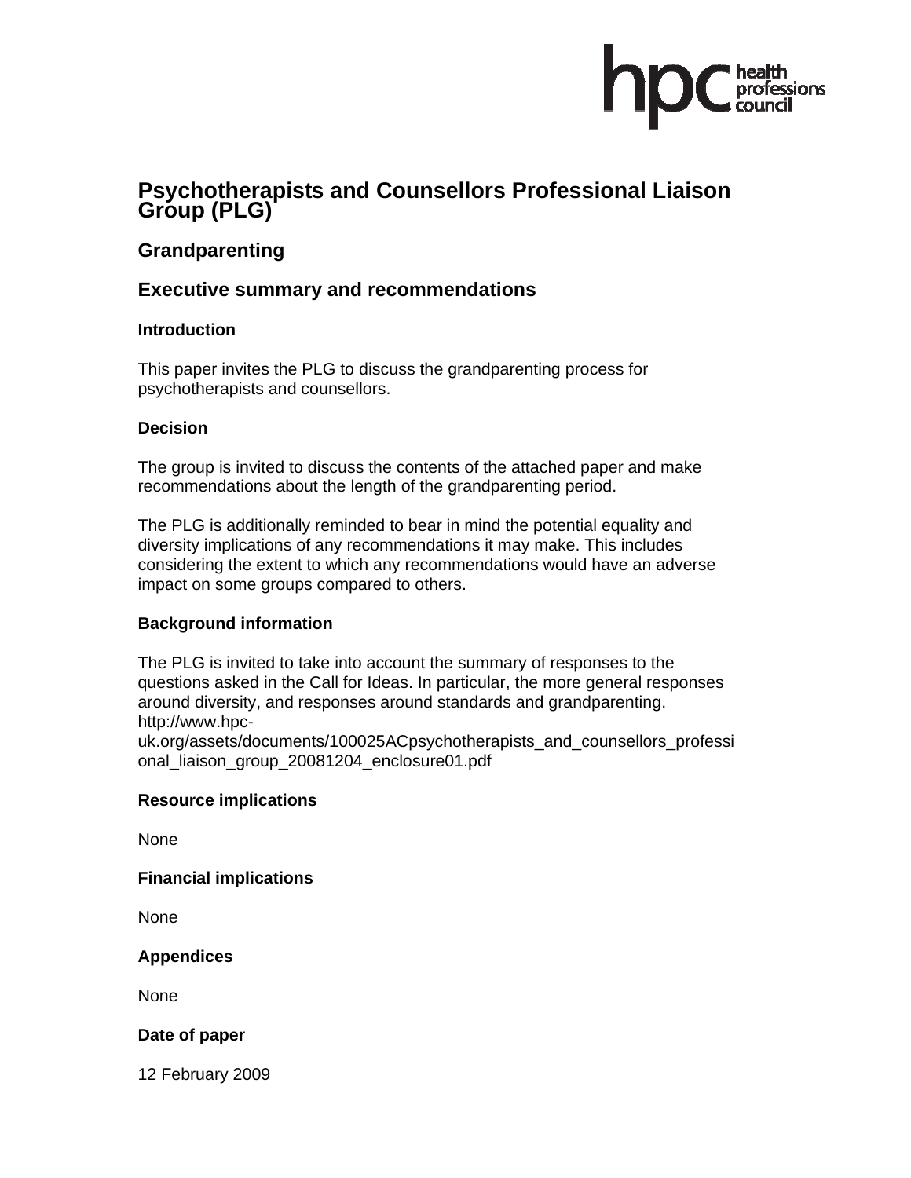# Psychotherapists and Counsellors Professional Liaison Group (PLG)

## Grandparenting

## Executive summary and recommendations

### Introduction

This paper invites the PLG to discuss the grandparenting process for psychotherapists and counsellors.

### Decision

The group is invited to discuss the contents of the attached paper and make recommendations about the length of the grandparenting period.

The PLG is additionally reminded to bear in mind the potential equality and diversity implications of any recommendations it may make. This includes considering the extent to which any recommendations would have an adverse impact on some groups compared to others.

### Background information

The PLG is invited to take into account the summary of responses to the questions asked in the Call for Ideas. In particular, the more general responses around diversity, and responses around standards and grandparenting. http://www.hpc-uk.org/assets/documents/100025ACpsychotherapists_and_counsellors_professional_liaison_group_20081204_enclosure01.pdf

### Resource implications

None

### Financial implications

None

### Appendices

None

### Date of paper

12 February 2009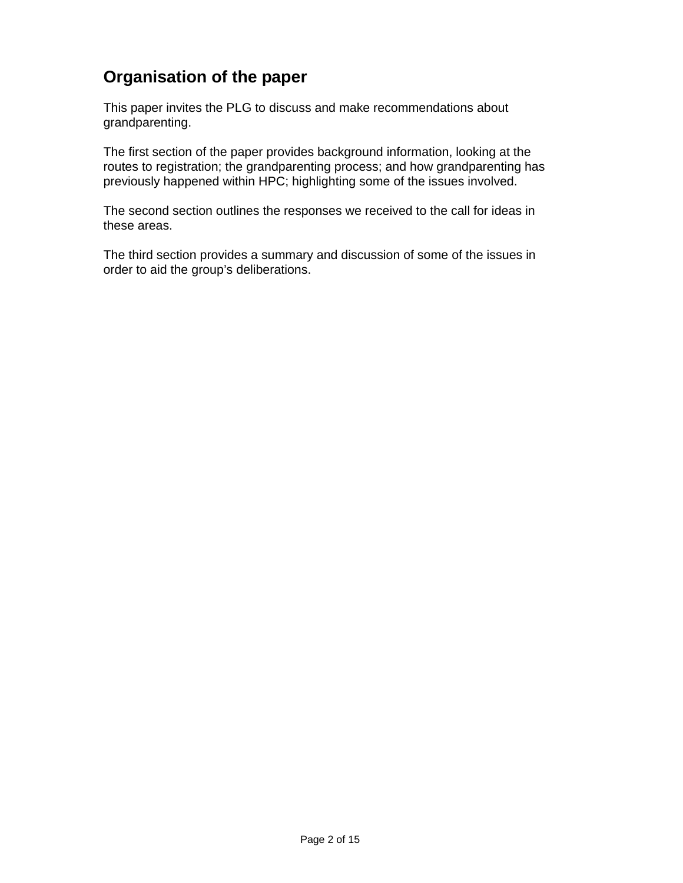## Organisation of the paper

This paper invites the PLG to discuss and make recommendations about grandparenting.

The first section of the paper provides background information, looking at the routes to registration; the grandparenting process; and how grandparenting has previously happened within HPC; highlighting some of the issues involved.

The second section outlines the responses we received to the call for ideas in these areas.

The third section provides a summary and discussion of some of the issues in order to aid the group's deliberations.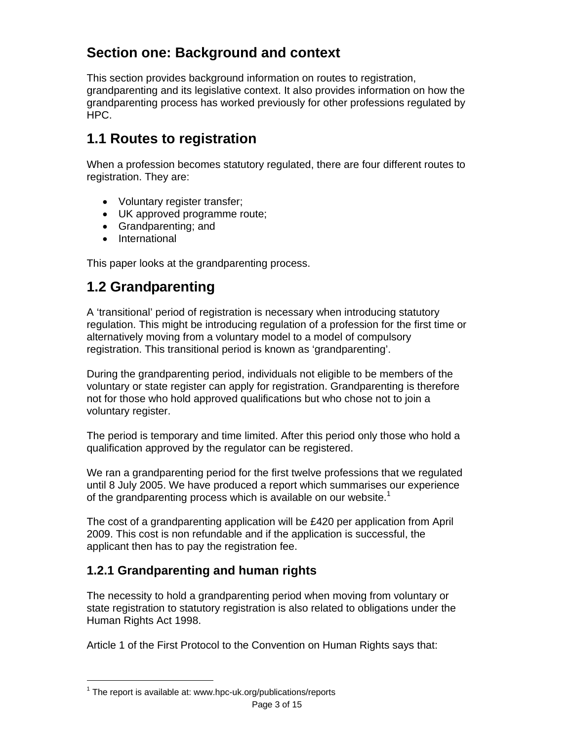# Section one: Background and context

This section provides background information on routes to registration, grandparenting and its legislative context. It also provides information on how the grandparenting process has worked previously for other professions regulated by HPC.

## 1.1 Routes to registration

When a profession becomes statutory regulated, there are four different routes to registration. They are:

- Voluntary register transfer;
- UK approved programme route;
- Grandparenting; and
- International

This paper looks at the grandparenting process.

## 1.2 Grandparenting

A 'transitional' period of registration is necessary when introducing statutory regulation. This might be introducing regulation of a profession for the first time or alternatively moving from a voluntary model to a model of compulsory registration. This transitional period is known as 'grandparenting'.

During the grandparenting period, individuals not eligible to be members of the voluntary or state register can apply for registration. Grandparenting is therefore not for those who hold approved qualifications but who chose not to join a voluntary register.

The period is temporary and time limited. After this period only those who hold a qualification approved by the regulator can be registered.

We ran a grandparenting period for the first twelve professions that we regulated until 8 July 2005. We have produced a report which summarises our experience of the grandparenting process which is available on our website.[1]

The cost of a grandparenting application will be £420 per application from April 2009. This cost is non refundable and if the application is successful, the applicant then has to pay the registration fee.

### 1.2.1 Grandparenting and human rights

The necessity to hold a grandparenting period when moving from voluntary or state registration to statutory registration is also related to obligations under the Human Rights Act 1998.

Article 1 of the First Protocol to the Convention on Human Rights says that:

---

[1] The report is available at: www.hpc-uk.org/publications/reports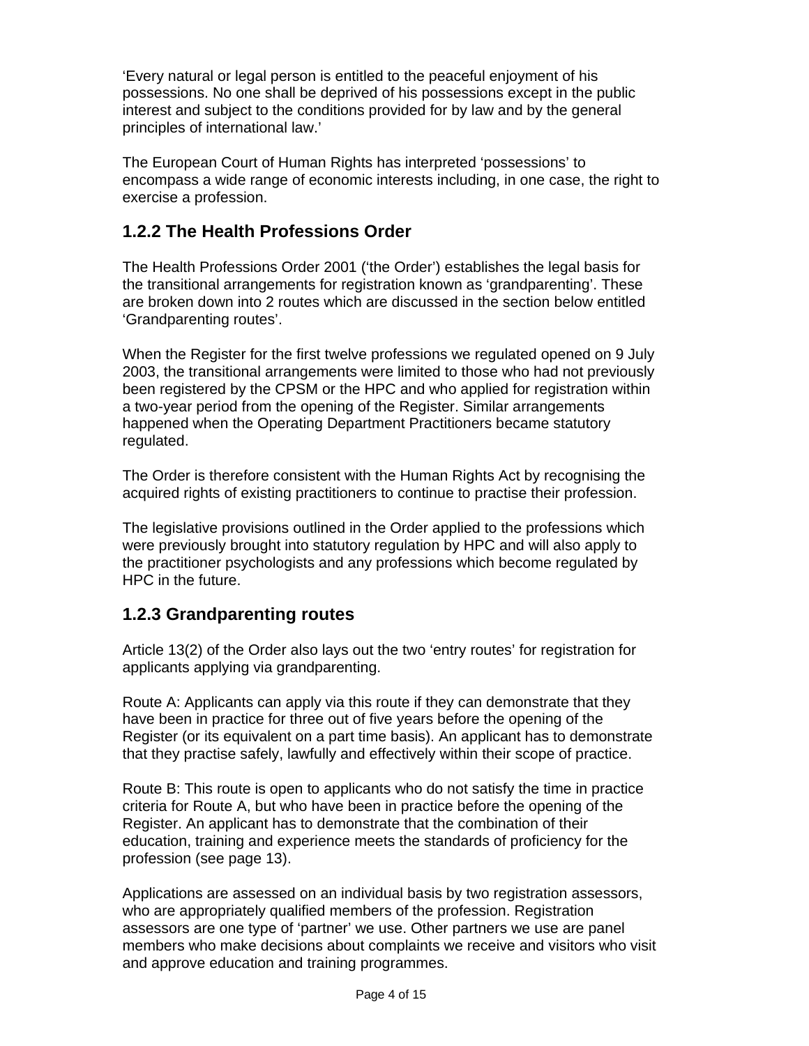'Every natural or legal person is entitled to the peaceful enjoyment of his possessions. No one shall be deprived of his possessions except in the public interest and subject to the conditions provided for by law and by the general principles of international law.'

The European Court of Human Rights has interpreted 'possessions' to encompass a wide range of economic interests including, in one case, the right to exercise a profession.

### 1.2.2 The Health Professions Order

The Health Professions Order 2001 ('the Order') establishes the legal basis for the transitional arrangements for registration known as 'grandparenting'. These are broken down into 2 routes which are discussed in the section below entitled 'Grandparenting routes'.

When the Register for the first twelve professions we regulated opened on 9 July 2003, the transitional arrangements were limited to those who had not previously been registered by the CPSM or the HPC and who applied for registration within a two-year period from the opening of the Register. Similar arrangements happened when the Operating Department Practitioners became statutory regulated.

The Order is therefore consistent with the Human Rights Act by recognising the acquired rights of existing practitioners to continue to practise their profession.

The legislative provisions outlined in the Order applied to the professions which were previously brought into statutory regulation by HPC and will also apply to the practitioner psychologists and any professions which become regulated by HPC in the future.

### 1.2.3 Grandparenting routes

Article 13(2) of the Order also lays out the two 'entry routes' for registration for applicants applying via grandparenting.

Route A: Applicants can apply via this route if they can demonstrate that they have been in practice for three out of five years before the opening of the Register (or its equivalent on a part time basis). An applicant has to demonstrate that they practise safely, lawfully and effectively within their scope of practice.

Route B: This route is open to applicants who do not satisfy the time in practice criteria for Route A, but who have been in practice before the opening of the Register. An applicant has to demonstrate that the combination of their education, training and experience meets the standards of proficiency for the profession (see page 13).

Applications are assessed on an individual basis by two registration assessors, who are appropriately qualified members of the profession. Registration assessors are one type of 'partner' we use. Other partners we use are panel members who make decisions about complaints we receive and visitors who visit and approve education and training programmes.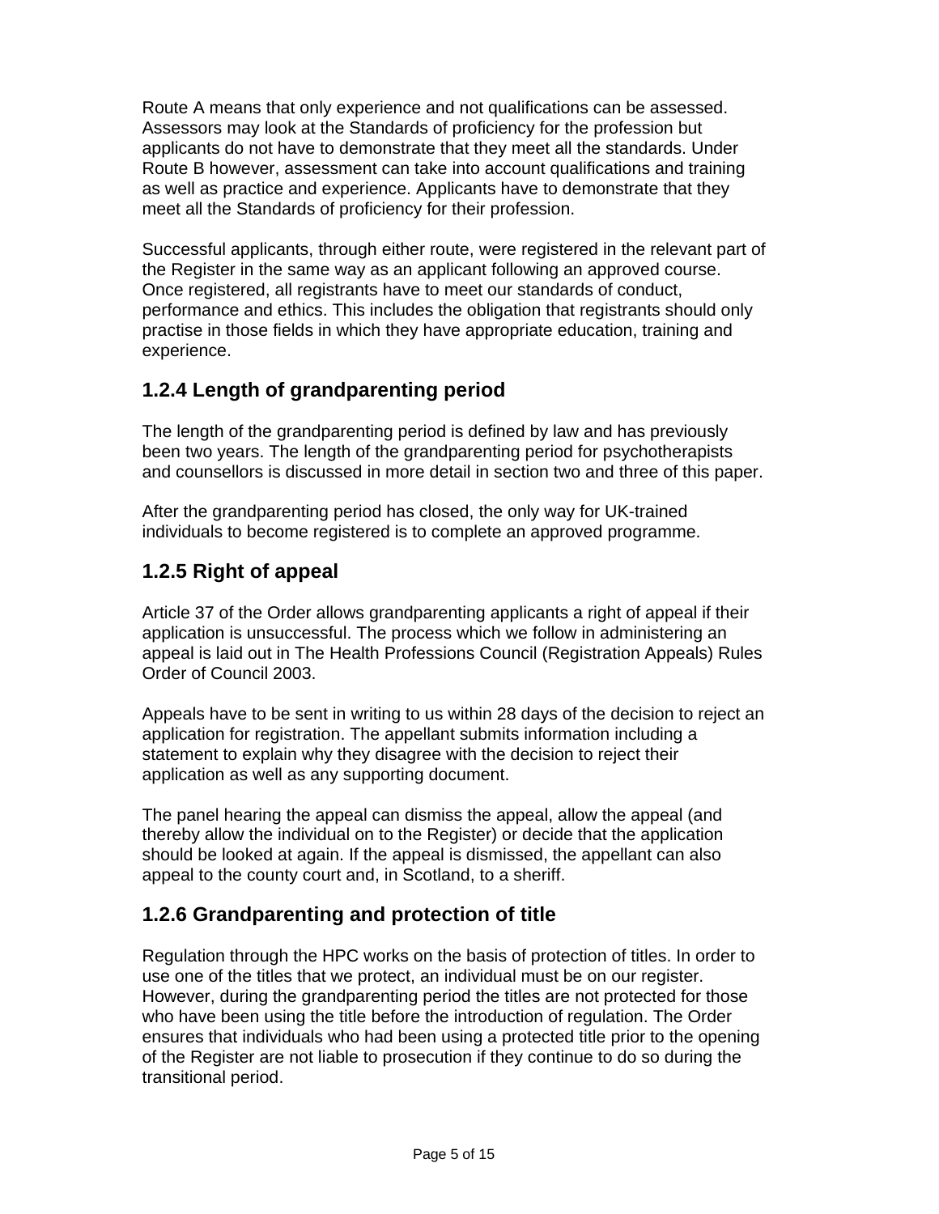Route A means that only experience and not qualifications can be assessed. Assessors may look at the Standards of proficiency for the profession but applicants do not have to demonstrate that they meet all the standards. Under Route B however, assessment can take into account qualifications and training as well as practice and experience. Applicants have to demonstrate that they meet all the Standards of proficiency for their profession.

Successful applicants, through either route, were registered in the relevant part of the Register in the same way as an applicant following an approved course. Once registered, all registrants have to meet our standards of conduct, performance and ethics. This includes the obligation that registrants should only practise in those fields in which they have appropriate education, training and experience.

### 1.2.4 Length of grandparenting period

The length of the grandparenting period is defined by law and has previously been two years. The length of the grandparenting period for psychotherapists and counsellors is discussed in more detail in section two and three of this paper.

After the grandparenting period has closed, the only way for UK-trained individuals to become registered is to complete an approved programme.

### 1.2.5 Right of appeal

Article 37 of the Order allows grandparenting applicants a right of appeal if their application is unsuccessful. The process which we follow in administering an appeal is laid out in The Health Professions Council (Registration Appeals) Rules Order of Council 2003.

Appeals have to be sent in writing to us within 28 days of the decision to reject an application for registration. The appellant submits information including a statement to explain why they disagree with the decision to reject their application as well as any supporting document.

The panel hearing the appeal can dismiss the appeal, allow the appeal (and thereby allow the individual on to the Register) or decide that the application should be looked at again. If the appeal is dismissed, the appellant can also appeal to the county court and, in Scotland, to a sheriff.

### 1.2.6 Grandparenting and protection of title

Regulation through the HPC works on the basis of protection of titles. In order to use one of the titles that we protect, an individual must be on our register. However, during the grandparenting period the titles are not protected for those who have been using the title before the introduction of regulation. The Order ensures that individuals who had been using a protected title prior to the opening of the Register are not liable to prosecution if they continue to do so during the transitional period.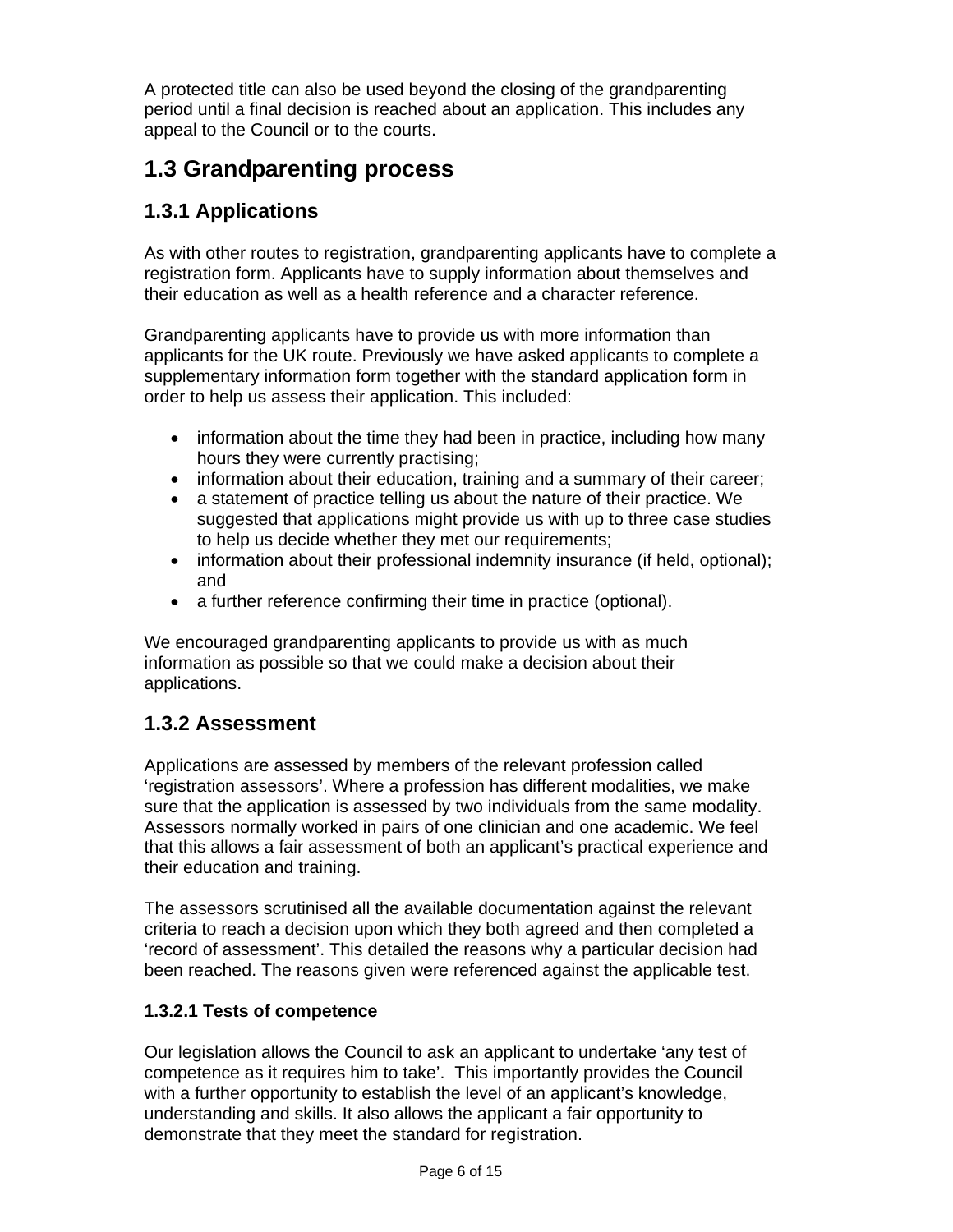A protected title can also be used beyond the closing of the grandparenting period until a final decision is reached about an application. This includes any appeal to the Council or to the courts.

## 1.3 Grandparenting process

### 1.3.1 Applications

As with other routes to registration, grandparenting applicants have to complete a registration form. Applicants have to supply information about themselves and their education as well as a health reference and a character reference.

Grandparenting applicants have to provide us with more information than applicants for the UK route. Previously we have asked applicants to complete a supplementary information form together with the standard application form in order to help us assess their application. This included:

- information about the time they had been in practice, including how many hours they were currently practising;
- information about their education, training and a summary of their career;
- a statement of practice telling us about the nature of their practice. We suggested that applications might provide us with up to three case studies to help us decide whether they met our requirements;
- information about their professional indemnity insurance (if held, optional); and
- a further reference confirming their time in practice (optional).

We encouraged grandparenting applicants to provide us with as much information as possible so that we could make a decision about their applications.

### 1.3.2 Assessment

Applications are assessed by members of the relevant profession called 'registration assessors'. Where a profession has different modalities, we make sure that the application is assessed by two individuals from the same modality. Assessors normally worked in pairs of one clinician and one academic. We feel that this allows a fair assessment of both an applicant's practical experience and their education and training.

The assessors scrutinised all the available documentation against the relevant criteria to reach a decision upon which they both agreed and then completed a 'record of assessment'. This detailed the reasons why a particular decision had been reached. The reasons given were referenced against the applicable test.

#### 1.3.2.1 Tests of competence

Our legislation allows the Council to ask an applicant to undertake 'any test of competence as it requires him to take'. This importantly provides the Council with a further opportunity to establish the level of an applicant's knowledge, understanding and skills. It also allows the applicant a fair opportunity to demonstrate that they meet the standard for registration.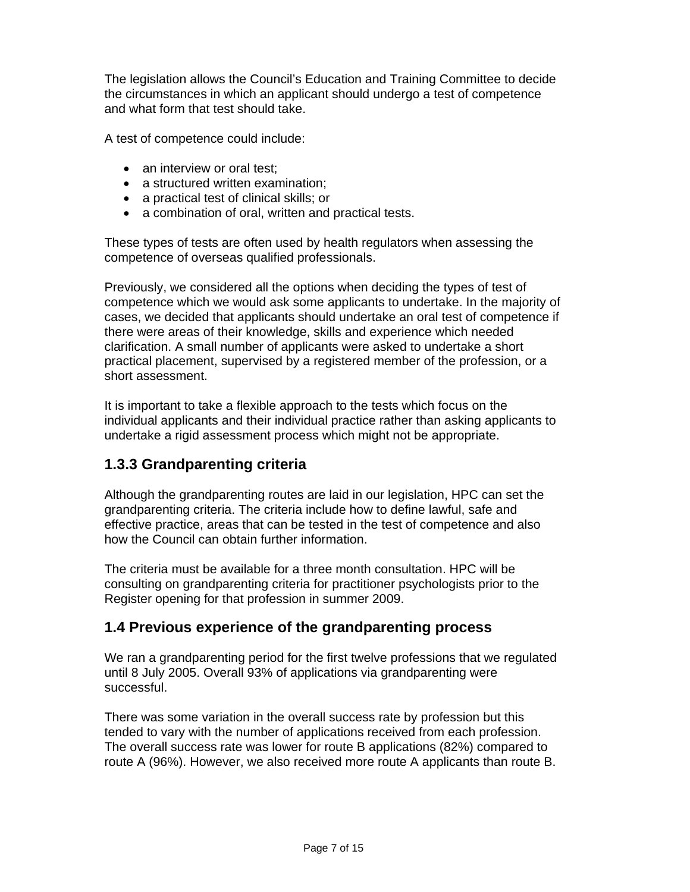The legislation allows the Council's Education and Training Committee to decide the circumstances in which an applicant should undergo a test of competence and what form that test should take.

A test of competence could include:

- an interview or oral test;
- a structured written examination;
- a practical test of clinical skills; or
- a combination of oral, written and practical tests.

These types of tests are often used by health regulators when assessing the competence of overseas qualified professionals.

Previously, we considered all the options when deciding the types of test of competence which we would ask some applicants to undertake. In the majority of cases, we decided that applicants should undertake an oral test of competence if there were areas of their knowledge, skills and experience which needed clarification. A small number of applicants were asked to undertake a short practical placement, supervised by a registered member of the profession, or a short assessment.

It is important to take a flexible approach to the tests which focus on the individual applicants and their individual practice rather than asking applicants to undertake a rigid assessment process which might not be appropriate.

### 1.3.3 Grandparenting criteria

Although the grandparenting routes are laid in our legislation, HPC can set the grandparenting criteria. The criteria include how to define lawful, safe and effective practice, areas that can be tested in the test of competence and also how the Council can obtain further information.

The criteria must be available for a three month consultation. HPC will be consulting on grandparenting criteria for practitioner psychologists prior to the Register opening for that profession in summer 2009.

## 1.4 Previous experience of the grandparenting process

We ran a grandparenting period for the first twelve professions that we regulated until 8 July 2005. Overall 93% of applications via grandparenting were successful.

There was some variation in the overall success rate by profession but this tended to vary with the number of applications received from each profession. The overall success rate was lower for route B applications (82%) compared to route A (96%). However, we also received more route A applicants than route B.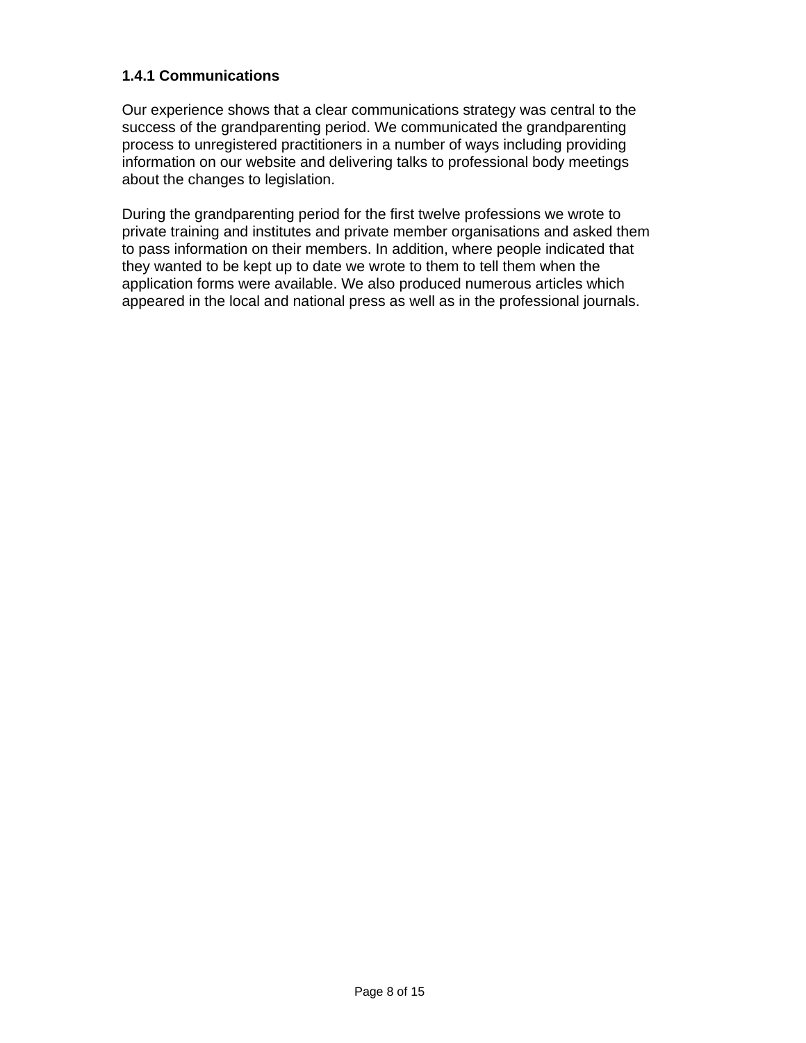### 1.4.1 Communications

Our experience shows that a clear communications strategy was central to the success of the grandparenting period. We communicated the grandparenting process to unregistered practitioners in a number of ways including providing information on our website and delivering talks to professional body meetings about the changes to legislation.

During the grandparenting period for the first twelve professions we wrote to private training and institutes and private member organisations and asked them to pass information on their members. In addition, where people indicated that they wanted to be kept up to date we wrote to them to tell them when the application forms were available. We also produced numerous articles which appeared in the local and national press as well as in the professional journals.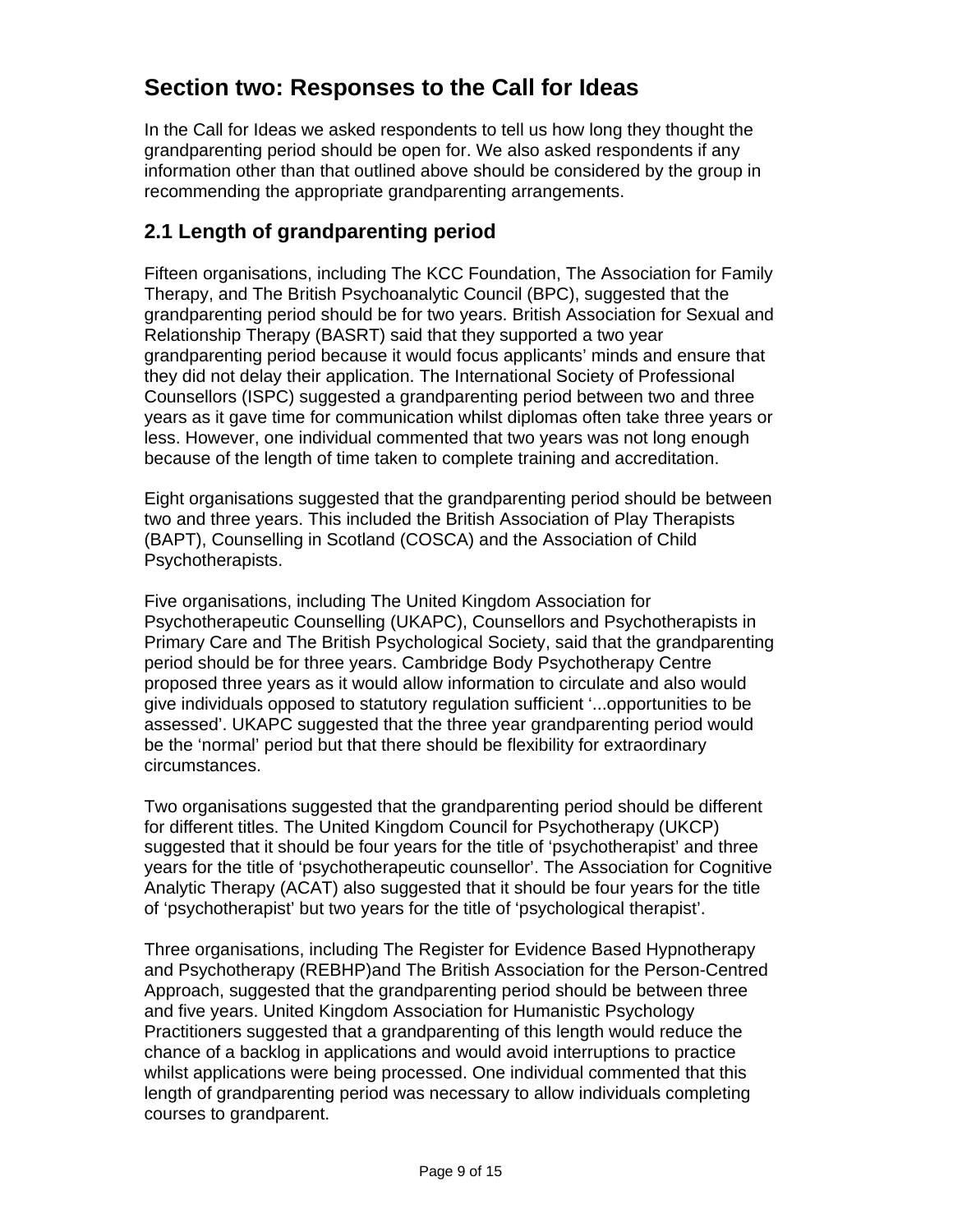# Section two: Responses to the Call for Ideas

In the Call for Ideas we asked respondents to tell us how long they thought the grandparenting period should be open for. We also asked respondents if any information other than that outlined above should be considered by the group in recommending the appropriate grandparenting arrangements.

## 2.1 Length of grandparenting period

Fifteen organisations, including The KCC Foundation, The Association for Family Therapy, and The British Psychoanalytic Council (BPC), suggested that the grandparenting period should be for two years. British Association for Sexual and Relationship Therapy (BASRT) said that they supported a two year grandparenting period because it would focus applicants' minds and ensure that they did not delay their application. The International Society of Professional Counsellors (ISPC) suggested a grandparenting period between two and three years as it gave time for communication whilst diplomas often take three years or less. However, one individual commented that two years was not long enough because of the length of time taken to complete training and accreditation.

Eight organisations suggested that the grandparenting period should be between two and three years. This included the British Association of Play Therapists (BAPT), Counselling in Scotland (COSCA) and the Association of Child Psychotherapists.

Five organisations, including The United Kingdom Association for Psychotherapeutic Counselling (UKAPC), Counsellors and Psychotherapists in Primary Care and The British Psychological Society, said that the grandparenting period should be for three years. Cambridge Body Psychotherapy Centre proposed three years as it would allow information to circulate and also would give individuals opposed to statutory regulation sufficient '...opportunities to be assessed'. UKAPC suggested that the three year grandparenting period would be the 'normal' period but that there should be flexibility for extraordinary circumstances.

Two organisations suggested that the grandparenting period should be different for different titles. The United Kingdom Council for Psychotherapy (UKCP) suggested that it should be four years for the title of 'psychotherapist' and three years for the title of 'psychotherapeutic counsellor'. The Association for Cognitive Analytic Therapy (ACAT) also suggested that it should be four years for the title of 'psychotherapist' but two years for the title of 'psychological therapist'.

Three organisations, including The Register for Evidence Based Hypnotherapy and Psychotherapy (REBHP)and The British Association for the Person-Centred Approach, suggested that the grandparenting period should be between three and five years. United Kingdom Association for Humanistic Psychology Practitioners suggested that a grandparenting of this length would reduce the chance of a backlog in applications and would avoid interruptions to practice whilst applications were being processed. One individual commented that this length of grandparenting period was necessary to allow individuals completing courses to grandparent.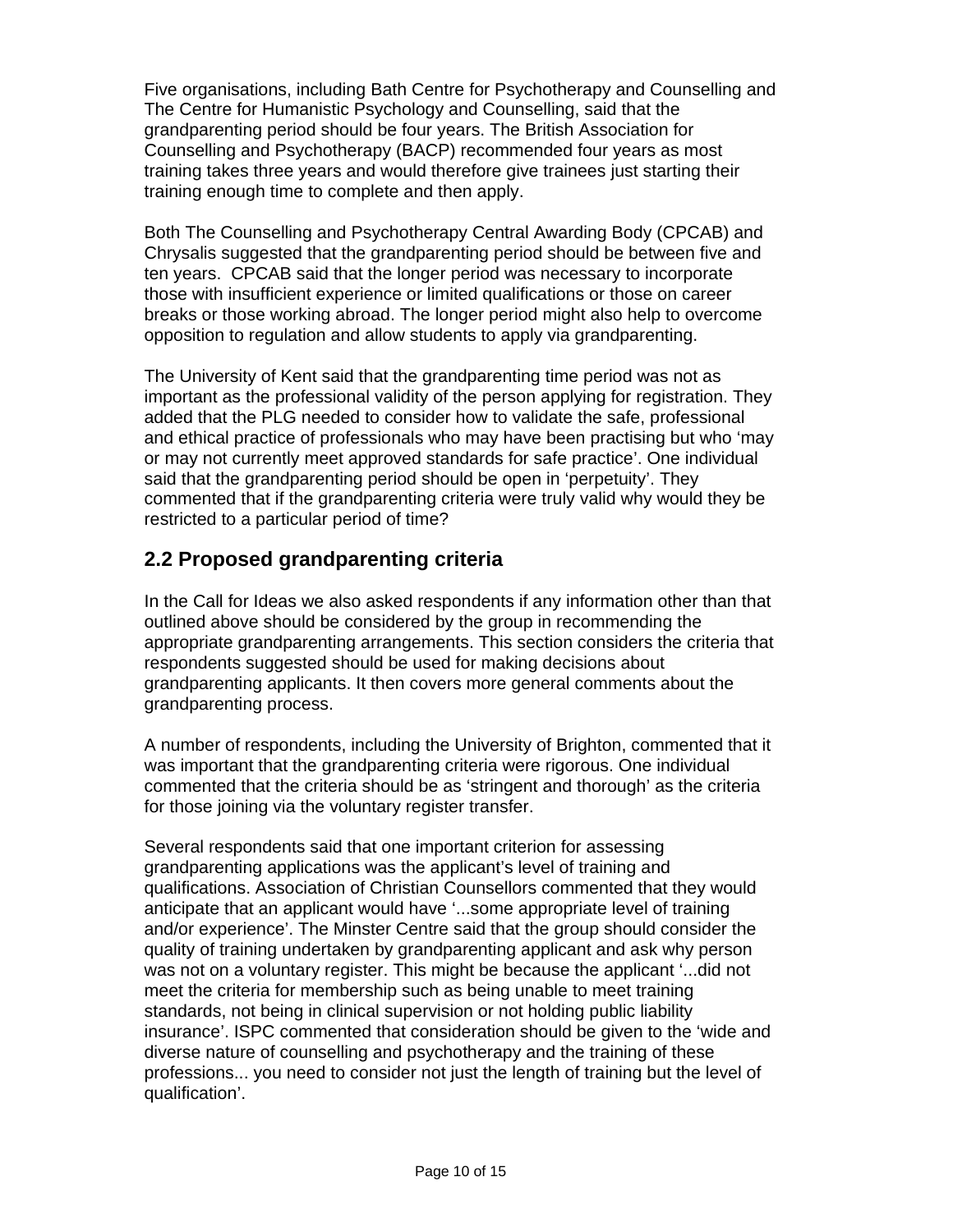Five organisations, including Bath Centre for Psychotherapy and Counselling and The Centre for Humanistic Psychology and Counselling, said that the grandparenting period should be four years. The British Association for Counselling and Psychotherapy (BACP) recommended four years as most training takes three years and would therefore give trainees just starting their training enough time to complete and then apply.

Both The Counselling and Psychotherapy Central Awarding Body (CPCAB) and Chrysalis suggested that the grandparenting period should be between five and ten years. CPCAB said that the longer period was necessary to incorporate those with insufficient experience or limited qualifications or those on career breaks or those working abroad. The longer period might also help to overcome opposition to regulation and allow students to apply via grandparenting.

The University of Kent said that the grandparenting time period was not as important as the professional validity of the person applying for registration. They added that the PLG needed to consider how to validate the safe, professional and ethical practice of professionals who may have been practising but who 'may or may not currently meet approved standards for safe practice'. One individual said that the grandparenting period should be open in 'perpetuity'. They commented that if the grandparenting criteria were truly valid why would they be restricted to a particular period of time?

## 2.2 Proposed grandparenting criteria

In the Call for Ideas we also asked respondents if any information other than that outlined above should be considered by the group in recommending the appropriate grandparenting arrangements. This section considers the criteria that respondents suggested should be used for making decisions about grandparenting applicants. It then covers more general comments about the grandparenting process.

A number of respondents, including the University of Brighton, commented that it was important that the grandparenting criteria were rigorous. One individual commented that the criteria should be as 'stringent and thorough' as the criteria for those joining via the voluntary register transfer.

Several respondents said that one important criterion for assessing grandparenting applications was the applicant's level of training and qualifications. Association of Christian Counsellors commented that they would anticipate that an applicant would have '...some appropriate level of training and/or experience'. The Minster Centre said that the group should consider the quality of training undertaken by grandparenting applicant and ask why person was not on a voluntary register. This might be because the applicant '...did not meet the criteria for membership such as being unable to meet training standards, not being in clinical supervision or not holding public liability insurance'. ISPC commented that consideration should be given to the 'wide and diverse nature of counselling and psychotherapy and the training of these professions... you need to consider not just the length of training but the level of qualification'.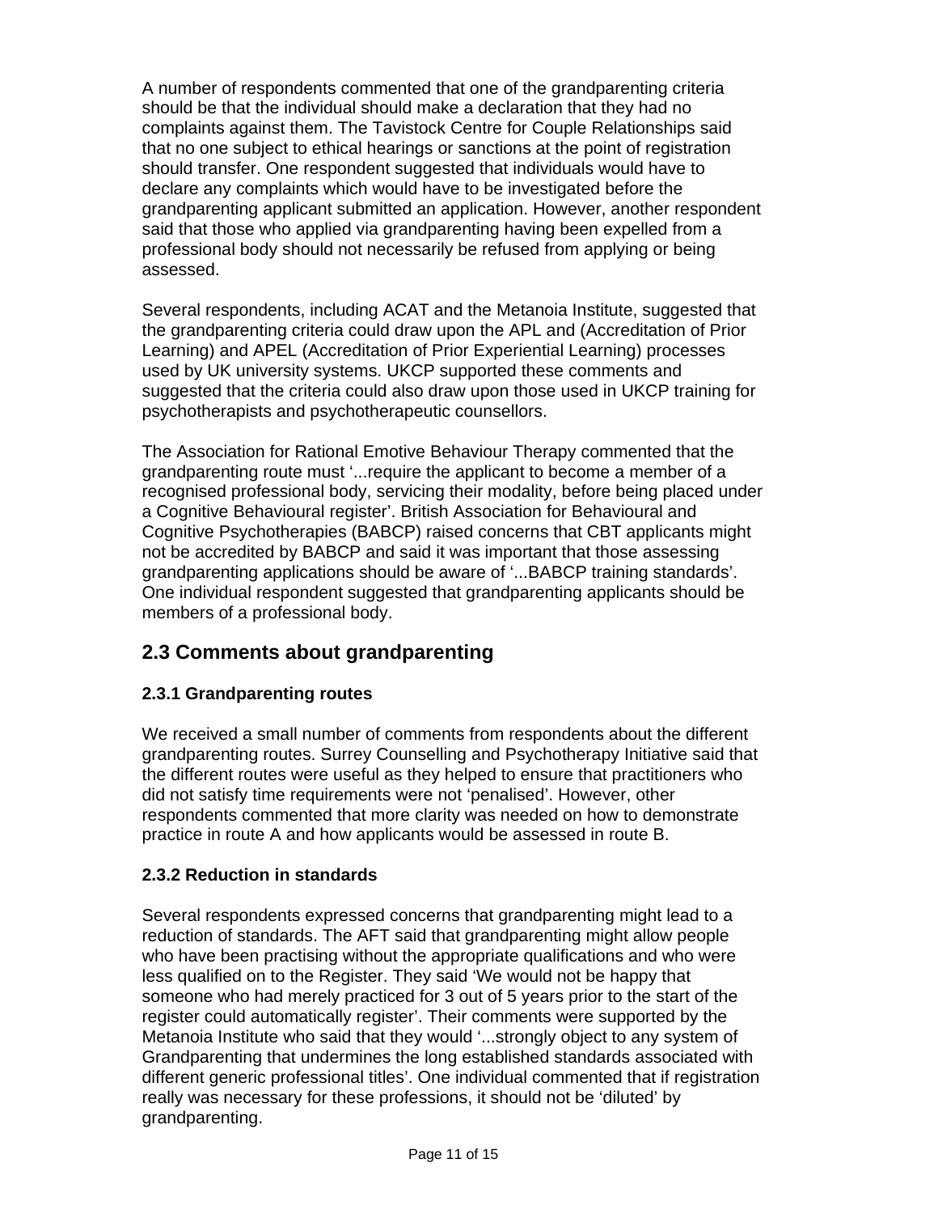A number of respondents commented that one of the grandparenting criteria should be that the individual should make a declaration that they had no complaints against them. The Tavistock Centre for Couple Relationships said that no one subject to ethical hearings or sanctions at the point of registration should transfer. One respondent suggested that individuals would have to declare any complaints which would have to be investigated before the grandparenting applicant submitted an application. However, another respondent said that those who applied via grandparenting having been expelled from a professional body should not necessarily be refused from applying or being assessed.

Several respondents, including ACAT and the Metanoia Institute, suggested that the grandparenting criteria could draw upon the APL and (Accreditation of Prior Learning) and APEL (Accreditation of Prior Experiential Learning) processes used by UK university systems. UKCP supported these comments and suggested that the criteria could also draw upon those used in UKCP training for psychotherapists and psychotherapeutic counsellors.

The Association for Rational Emotive Behaviour Therapy commented that the grandparenting route must '...require the applicant to become a member of a recognised professional body, servicing their modality, before being placed under a Cognitive Behavioural register'. British Association for Behavioural and Cognitive Psychotherapies (BABCP) raised concerns that CBT applicants might not be accredited by BABCP and said it was important that those assessing grandparenting applications should be aware of '...BABCP training standards'. One individual respondent suggested that grandparenting applicants should be members of a professional body.

## 2.3 Comments about grandparenting

### 2.3.1 Grandparenting routes

We received a small number of comments from respondents about the different grandparenting routes. Surrey Counselling and Psychotherapy Initiative said that the different routes were useful as they helped to ensure that practitioners who did not satisfy time requirements were not 'penalised'. However, other respondents commented that more clarity was needed on how to demonstrate practice in route A and how applicants would be assessed in route B.

### 2.3.2 Reduction in standards

Several respondents expressed concerns that grandparenting might lead to a reduction of standards. The AFT said that grandparenting might allow people who have been practising without the appropriate qualifications and who were less qualified on to the Register. They said 'We would not be happy that someone who had merely practiced for 3 out of 5 years prior to the start of the register could automatically register'. Their comments were supported by the Metanoia Institute who said that they would '...strongly object to any system of Grandparenting that undermines the long established standards associated with different generic professional titles'. One individual commented that if registration really was necessary for these professions, it should not be 'diluted' by grandparenting.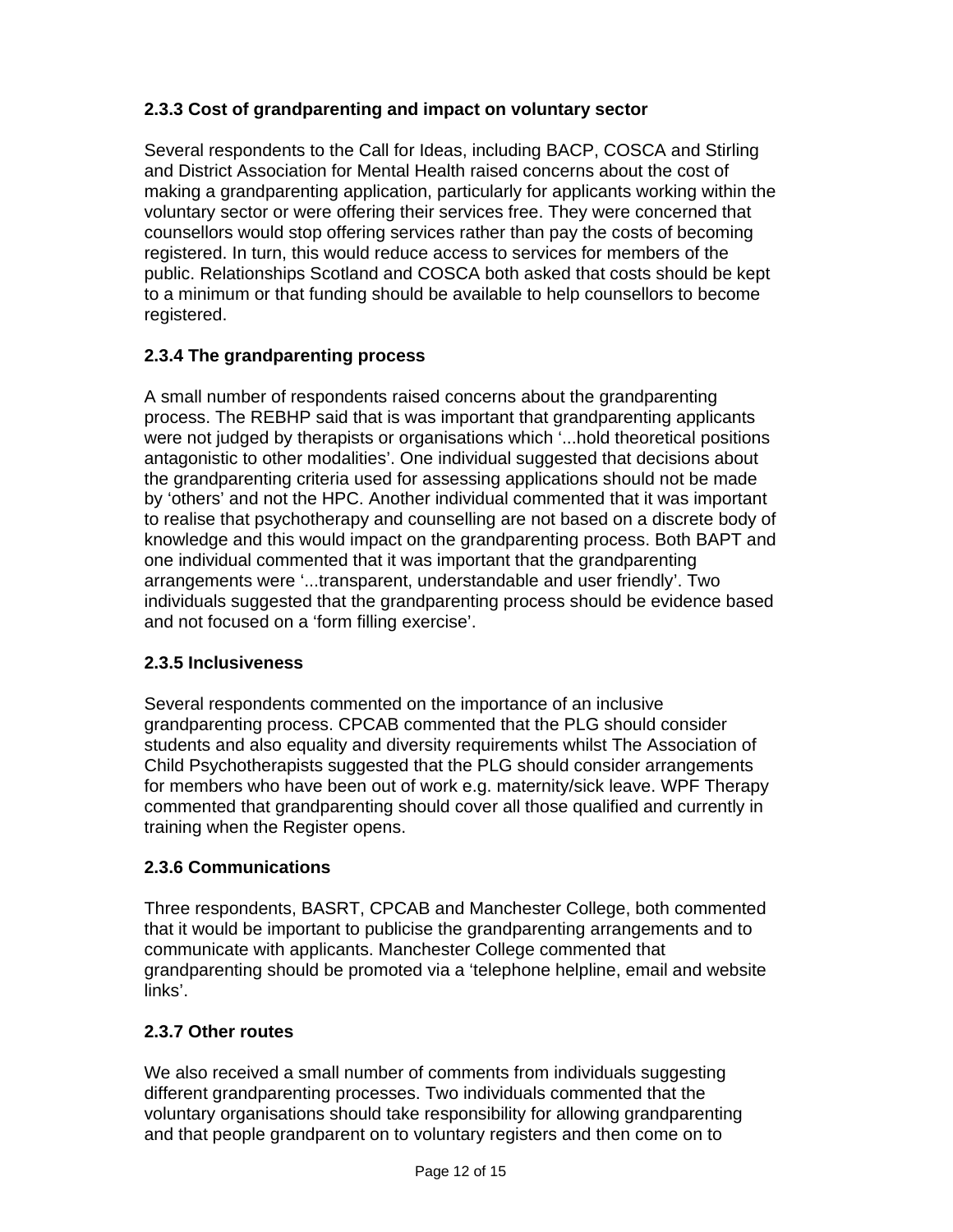### 2.3.3 Cost of grandparenting and impact on voluntary sector

Several respondents to the Call for Ideas, including BACP, COSCA and Stirling and District Association for Mental Health raised concerns about the cost of making a grandparenting application, particularly for applicants working within the voluntary sector or were offering their services free. They were concerned that counsellors would stop offering services rather than pay the costs of becoming registered. In turn, this would reduce access to services for members of the public. Relationships Scotland and COSCA both asked that costs should be kept to a minimum or that funding should be available to help counsellors to become registered.

### 2.3.4 The grandparenting process

A small number of respondents raised concerns about the grandparenting process. The REBHP said that is was important that grandparenting applicants were not judged by therapists or organisations which '...hold theoretical positions antagonistic to other modalities'. One individual suggested that decisions about the grandparenting criteria used for assessing applications should not be made by 'others' and not the HPC. Another individual commented that it was important to realise that psychotherapy and counselling are not based on a discrete body of knowledge and this would impact on the grandparenting process. Both BAPT and one individual commented that it was important that the grandparenting arrangements were '...transparent, understandable and user friendly'. Two individuals suggested that the grandparenting process should be evidence based and not focused on a 'form filling exercise'.

### 2.3.5 Inclusiveness

Several respondents commented on the importance of an inclusive grandparenting process. CPCAB commented that the PLG should consider students and also equality and diversity requirements whilst The Association of Child Psychotherapists suggested that the PLG should consider arrangements for members who have been out of work e.g. maternity/sick leave. WPF Therapy commented that grandparenting should cover all those qualified and currently in training when the Register opens.

### 2.3.6 Communications

Three respondents, BASRT, CPCAB and Manchester College, both commented that it would be important to publicise the grandparenting arrangements and to communicate with applicants. Manchester College commented that grandparenting should be promoted via a 'telephone helpline, email and website links'.

### 2.3.7 Other routes

We also received a small number of comments from individuals suggesting different grandparenting processes. Two individuals commented that the voluntary organisations should take responsibility for allowing grandparenting and that people grandparent on to voluntary registers and then come on to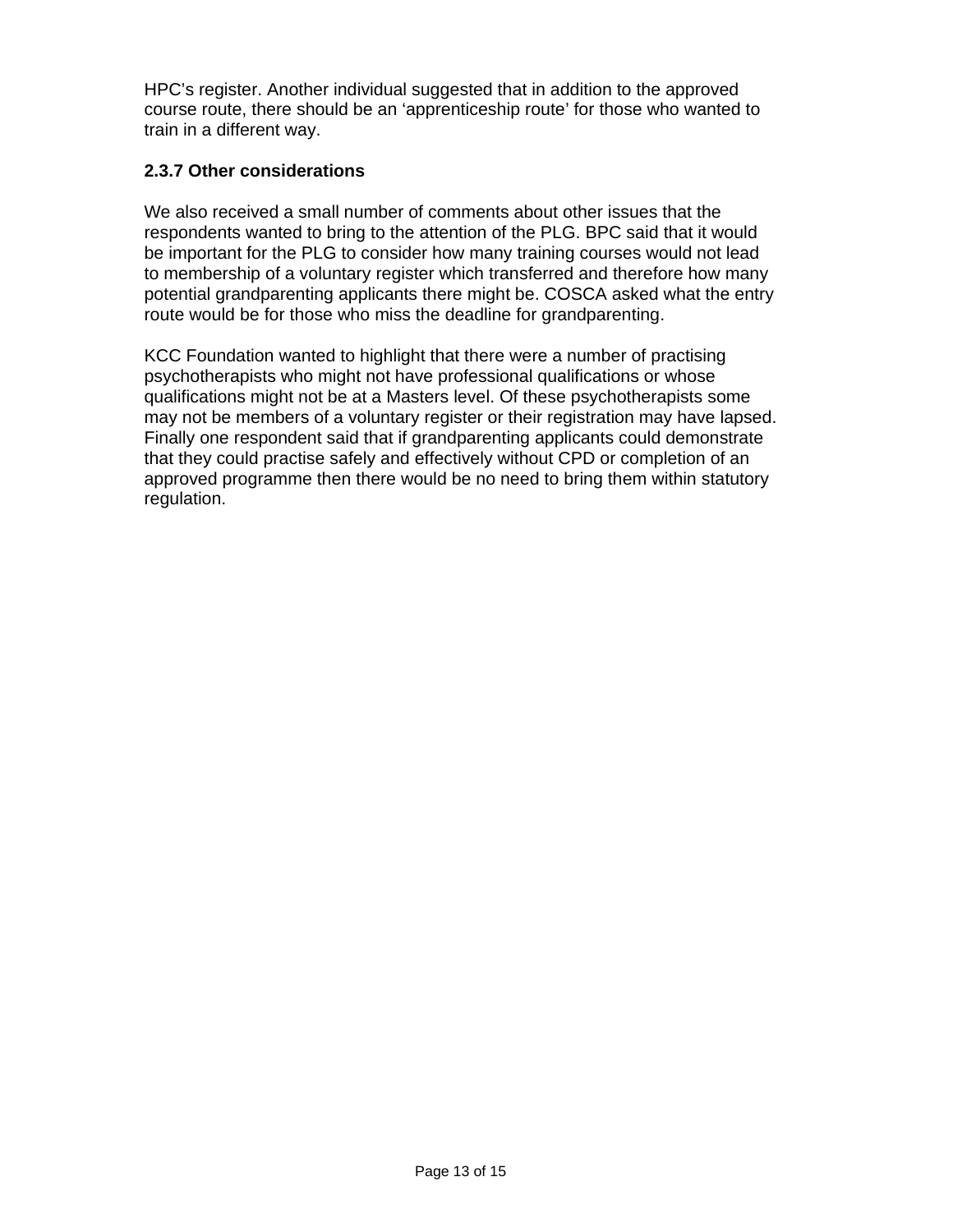HPC's register. Another individual suggested that in addition to the approved course route, there should be an 'apprenticeship route' for those who wanted to train in a different way.

### 2.3.7 Other considerations

We also received a small number of comments about other issues that the respondents wanted to bring to the attention of the PLG. BPC said that it would be important for the PLG to consider how many training courses would not lead to membership of a voluntary register which transferred and therefore how many potential grandparenting applicants there might be. COSCA asked what the entry route would be for those who miss the deadline for grandparenting.

KCC Foundation wanted to highlight that there were a number of practising psychotherapists who might not have professional qualifications or whose qualifications might not be at a Masters level. Of these psychotherapists some may not be members of a voluntary register or their registration may have lapsed. Finally one respondent said that if grandparenting applicants could demonstrate that they could practise safely and effectively without CPD or completion of an approved programme then there would be no need to bring them within statutory regulation.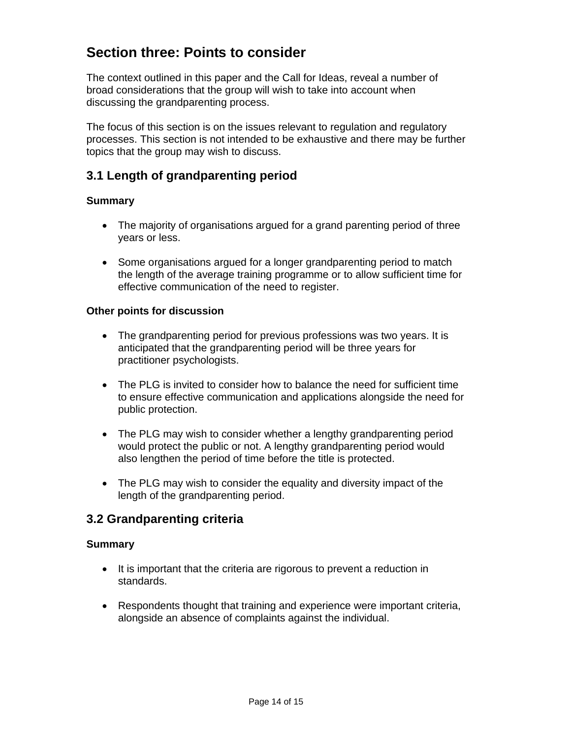## Section three: Points to consider

The context outlined in this paper and the Call for Ideas, reveal a number of broad considerations that the group will wish to take into account when discussing the grandparenting process.

The focus of this section is on the issues relevant to regulation and regulatory processes. This section is not intended to be exhaustive and there may be further topics that the group may wish to discuss.

### 3.1 Length of grandparenting period

**Summary**

- The majority of organisations argued for a grand parenting period of three years or less.
- Some organisations argued for a longer grandparenting period to match the length of the average training programme or to allow sufficient time for effective communication of the need to register.

**Other points for discussion**

- The grandparenting period for previous professions was two years. It is anticipated that the grandparenting period will be three years for practitioner psychologists.
- The PLG is invited to consider how to balance the need for sufficient time to ensure effective communication and applications alongside the need for public protection.
- The PLG may wish to consider whether a lengthy grandparenting period would protect the public or not. A lengthy grandparenting period would also lengthen the period of time before the title is protected.
- The PLG may wish to consider the equality and diversity impact of the length of the grandparenting period.

### 3.2 Grandparenting criteria

**Summary**

- It is important that the criteria are rigorous to prevent a reduction in standards.
- Respondents thought that training and experience were important criteria, alongside an absence of complaints against the individual.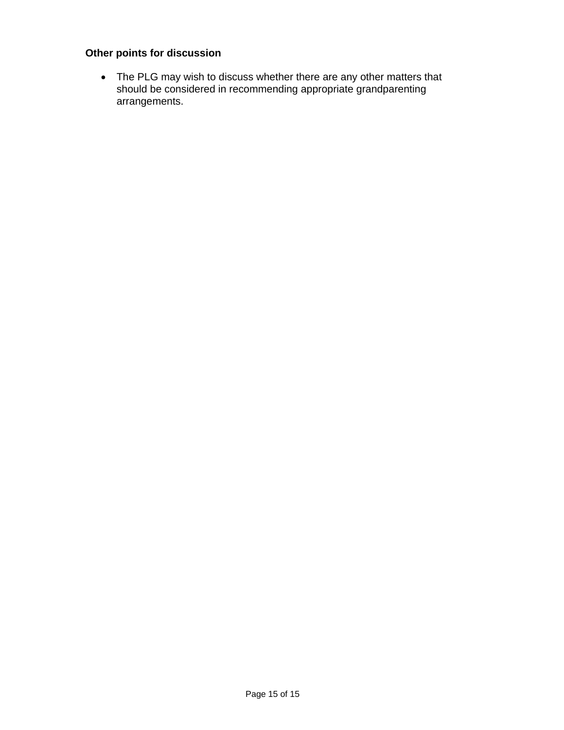**Other points for discussion**

- The PLG may wish to discuss whether there are any other matters that should be considered in recommending appropriate grandparenting arrangements.